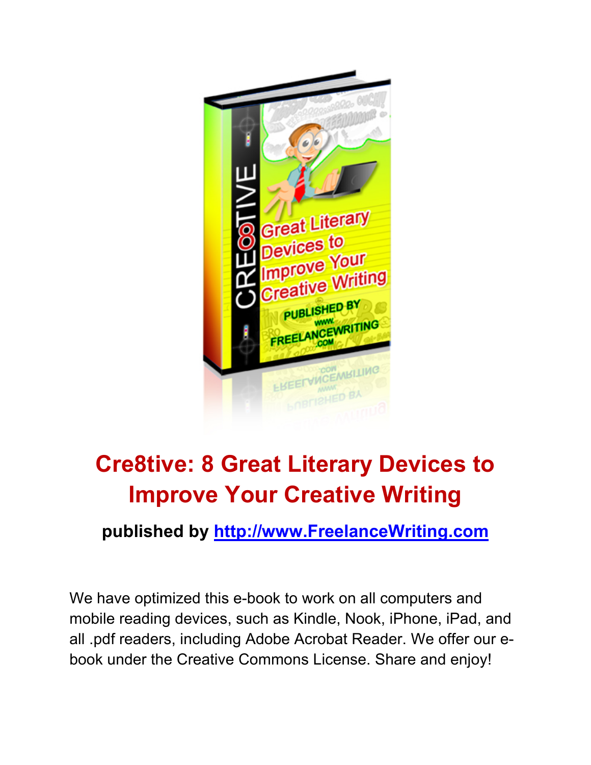# Cre8tive: 8 Great Literary Devices to Improve Your Creative Writing

**published by [http://www.FreelanceWriting.com](http://www.FreelanceWriting.com)**

We have optimized this e-book to work on all computers and mobile reading devices, such as Kindle, Nook, iPhone, iPad, and all .pdf readers, including Adobe Acrobat Reader. We offer our e-book under the Creative Commons License. Share and enjoy!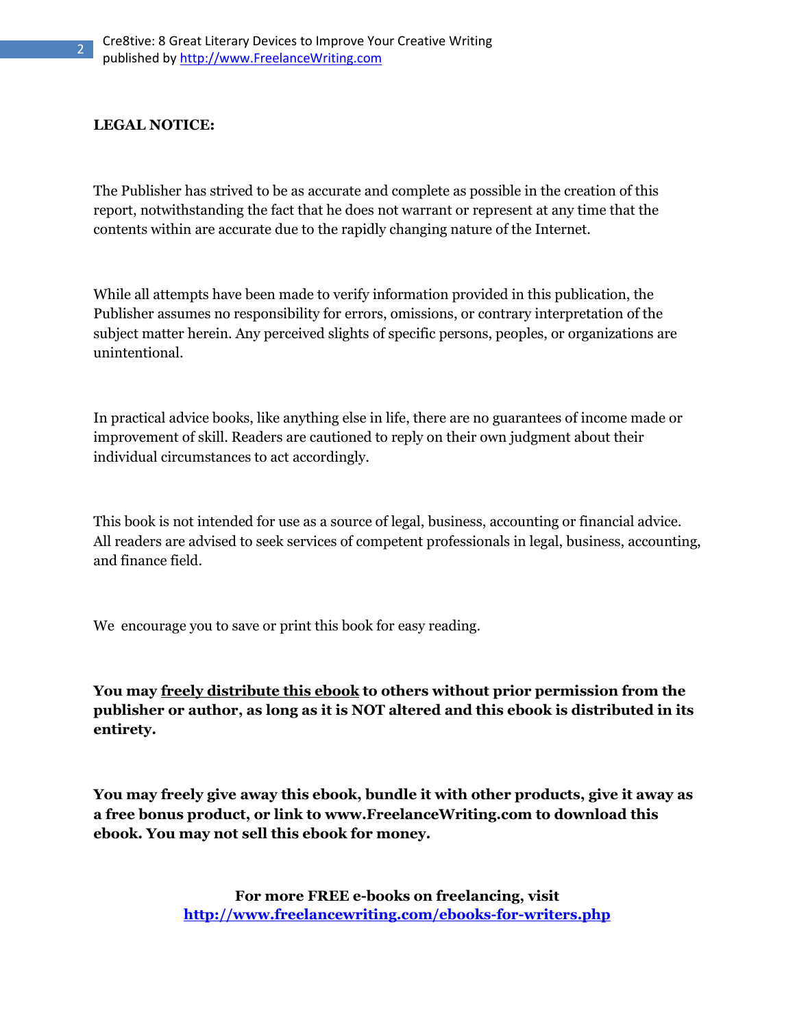**LEGAL NOTICE:**

The Publisher has strived to be as accurate and complete as possible in the creation of this report, notwithstanding the fact that he does not warrant or represent at any time that the contents within are accurate due to the rapidly changing nature of the Internet.

While all attempts have been made to verify information provided in this publication, the Publisher assumes no responsibility for errors, omissions, or contrary interpretation of the subject matter herein. Any perceived slights of specific persons, peoples, or organizations are unintentional.

In practical advice books, like anything else in life, there are no guarantees of income made or improvement of skill. Readers are cautioned to reply on their own judgment about their individual circumstances to act accordingly.

This book is not intended for use as a source of legal, business, accounting or financial advice. All readers are advised to seek services of competent professionals in legal, business, accounting, and finance field.

We encourage you to save or print this book for easy reading.

**You may freely distribute this ebook to others without prior permission from the publisher or author, as long as it is NOT altered and this ebook is distributed in its entirety.**

**You may freely give away this ebook, bundle it with other products, give it away as a free bonus product, or link to www.FreelanceWriting.com to download this ebook. You may not sell this ebook for money.**

**For more FREE e-books on freelancing, visit [http://www.freelancewriting.com/ebooks-for-writers.php](http://www.freelancewriting.com/ebooks-for-writers.php)**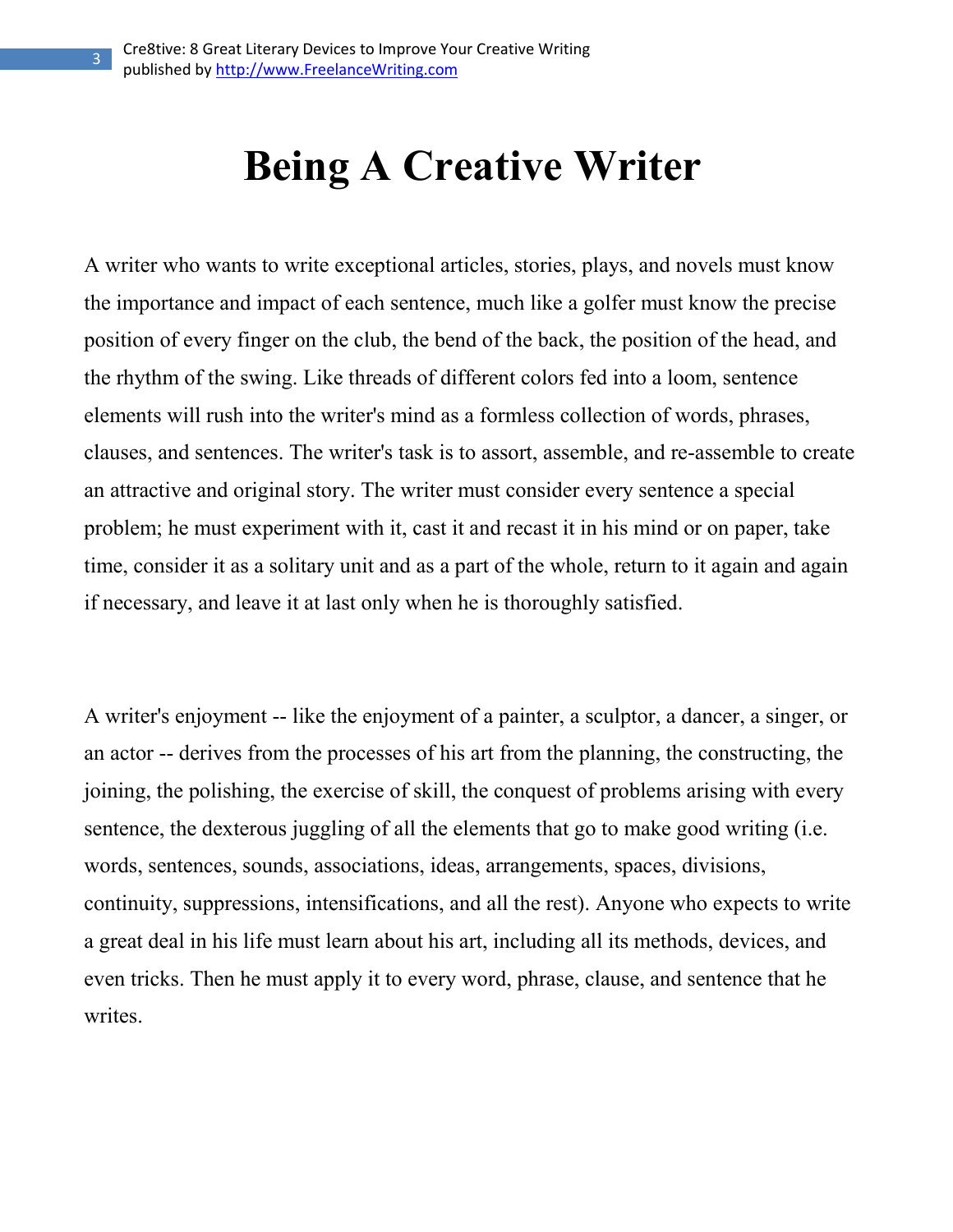# Being A Creative Writer

A writer who wants to write exceptional articles, stories, plays, and novels must know the importance and impact of each sentence, much like a golfer must know the precise position of every finger on the club, the bend of the back, the position of the head, and the rhythm of the swing. Like threads of different colors fed into a loom, sentence elements will rush into the writer's mind as a formless collection of words, phrases, clauses, and sentences. The writer's task is to assort, assemble, and re-assemble to create an attractive and original story. The writer must consider every sentence a special problem; he must experiment with it, cast it and recast it in his mind or on paper, take time, consider it as a solitary unit and as a part of the whole, return to it again and again if necessary, and leave it at last only when he is thoroughly satisfied.

A writer's enjoyment -- like the enjoyment of a painter, a sculptor, a dancer, a singer, or an actor -- derives from the processes of his art from the planning, the constructing, the joining, the polishing, the exercise of skill, the conquest of problems arising with every sentence, the dexterous juggling of all the elements that go to make good writing (i.e. words, sentences, sounds, associations, ideas, arrangements, spaces, divisions, continuity, suppressions, intensifications, and all the rest). Anyone who expects to write a great deal in his life must learn about his art, including all its methods, devices, and even tricks. Then he must apply it to every word, phrase, clause, and sentence that he writes.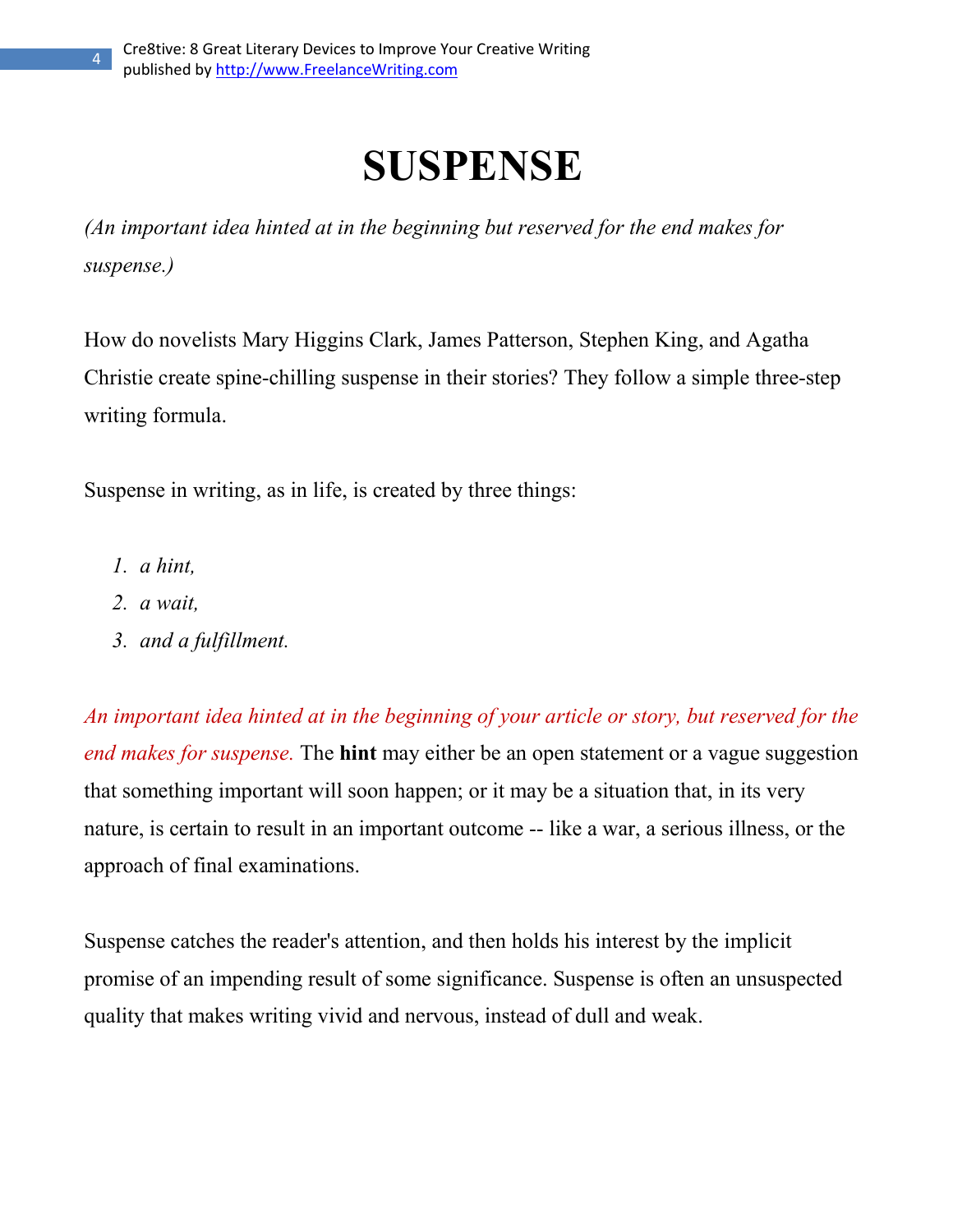# SUSPENSE

*(An important idea hinted at in the beginning but reserved for the end makes for suspense.)*

How do novelists Mary Higgins Clark, James Patterson, Stephen King, and Agatha Christie create spine-chilling suspense in their stories? They follow a simple three-step writing formula.

Suspense in writing, as in life, is created by three things:

1. *a hint,*
2. *a wait,*
3. *and a fulfillment.*

*An important idea hinted at in the beginning of your article or story, but reserved for the end makes for suspense.* The **hint** may either be an open statement or a vague suggestion that something important will soon happen; or it may be a situation that, in its very nature, is certain to result in an important outcome -- like a war, a serious illness, or the approach of final examinations.

Suspense catches the reader's attention, and then holds his interest by the implicit promise of an impending result of some significance. Suspense is often an unsuspected quality that makes writing vivid and nervous, instead of dull and weak.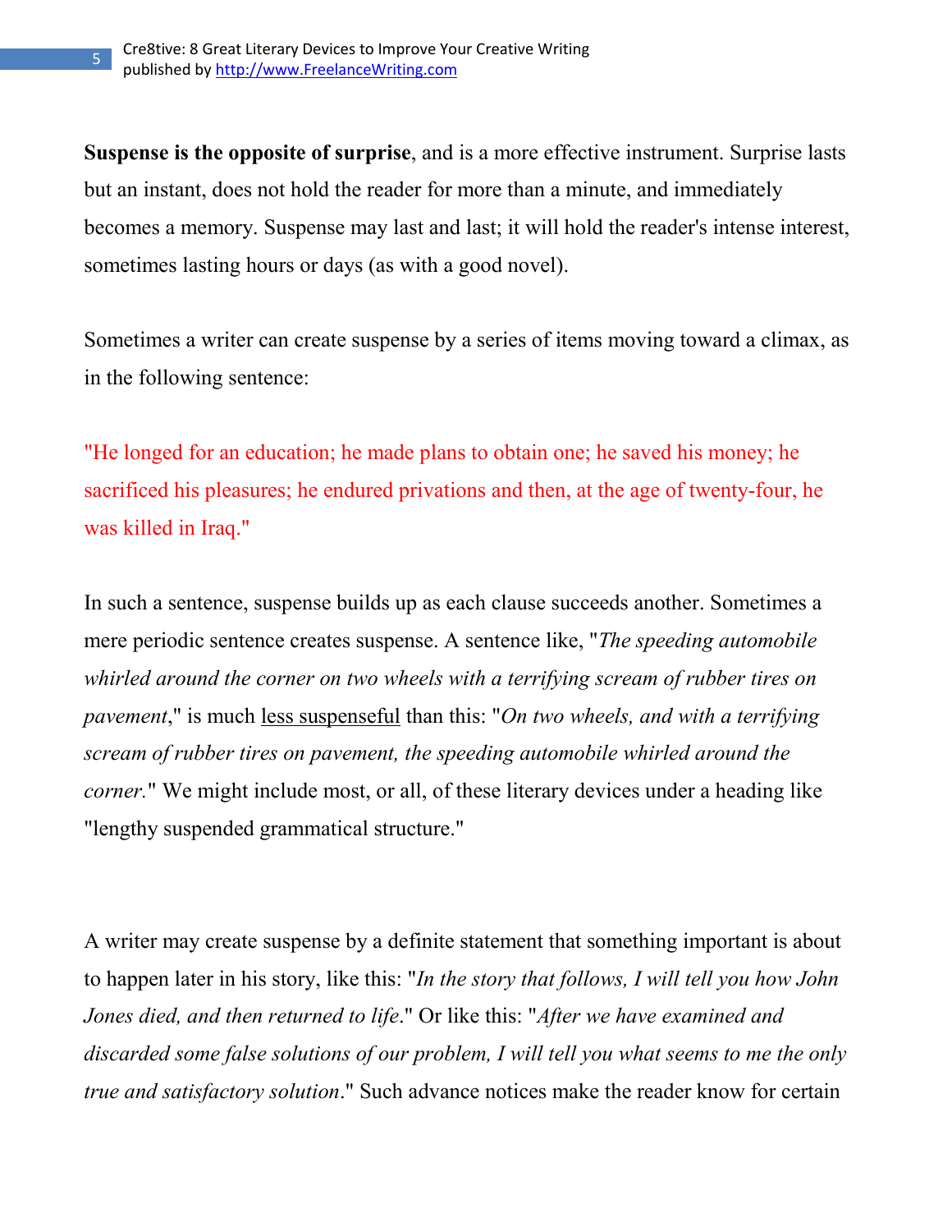**Suspense is the opposite of surprise**, and is a more effective instrument. Surprise lasts but an instant, does not hold the reader for more than a minute, and immediately becomes a memory. Suspense may last and last; it will hold the reader's intense interest, sometimes lasting hours or days (as with a good novel).

Sometimes a writer can create suspense by a series of items moving toward a climax, as in the following sentence:

"He longed for an education; he made plans to obtain one; he saved his money; he sacrificed his pleasures; he endured privations and then, at the age of twenty-four, he was killed in Iraq."

In such a sentence, suspense builds up as each clause succeeds another. Sometimes a mere periodic sentence creates suspense. A sentence like, "*The speeding automobile whirled around the corner on two wheels with a terrifying scream of rubber tires on pavement*," is much <u>less suspenseful</u> than this: "*On two wheels, and with a terrifying scream of rubber tires on pavement, the speeding automobile whirled around the corner.*" We might include most, or all, of these literary devices under a heading like "lengthy suspended grammatical structure."

A writer may create suspense by a definite statement that something important is about to happen later in his story, like this: "*In the story that follows, I will tell you how John Jones died, and then returned to life*." Or like this: "*After we have examined and discarded some false solutions of our problem, I will tell you what seems to me the only true and satisfactory solution*." Such advance notices make the reader know for certain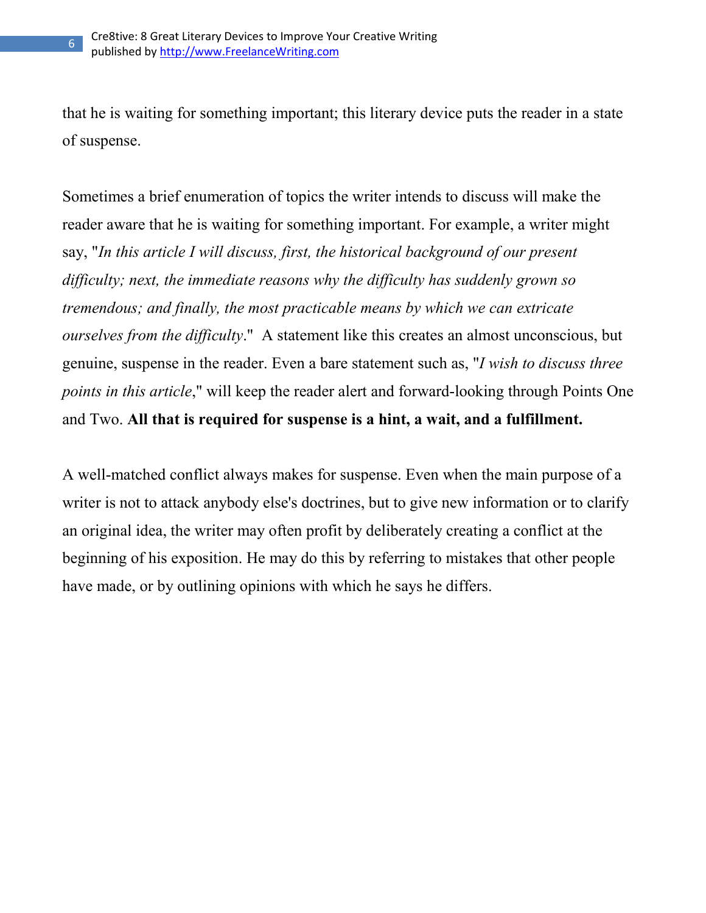that he is waiting for something important; this literary device puts the reader in a state of suspense.

Sometimes a brief enumeration of topics the writer intends to discuss will make the reader aware that he is waiting for something important. For example, a writer might say, "*In this article I will discuss, first, the historical background of our present difficulty; next, the immediate reasons why the difficulty has suddenly grown so tremendous; and finally, the most practicable means by which we can extricate ourselves from the difficulty*." A statement like this creates an almost unconscious, but genuine, suspense in the reader. Even a bare statement such as, "*I wish to discuss three points in this article*," will keep the reader alert and forward-looking through Points One and Two. **All that is required for suspense is a hint, a wait, and a fulfillment.**

A well-matched conflict always makes for suspense. Even when the main purpose of a writer is not to attack anybody else's doctrines, but to give new information or to clarify an original idea, the writer may often profit by deliberately creating a conflict at the beginning of his exposition. He may do this by referring to mistakes that other people have made, or by outlining opinions with which he says he differs.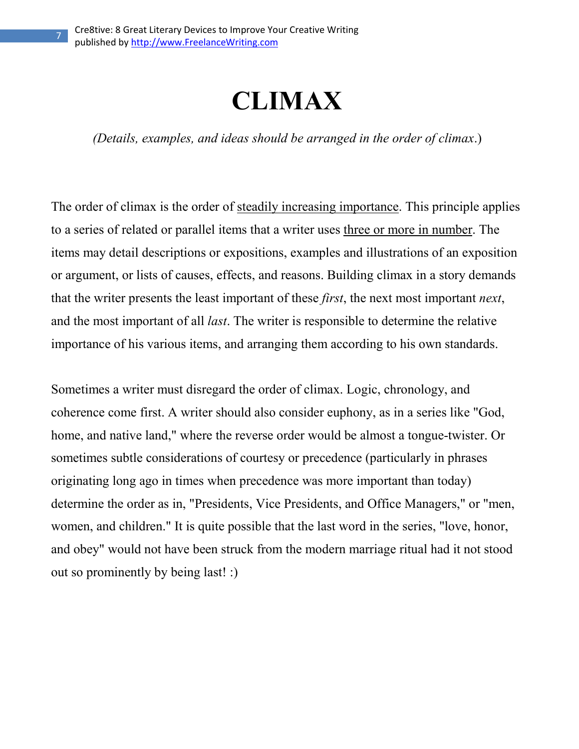# CLIMAX

*(Details, examples, and ideas should be arranged in the order of climax*.)

The order of climax is the order of <u>steadily increasing importance</u>. This principle applies to a series of related or parallel items that a writer uses <u>three or more in number</u>. The items may detail descriptions or expositions, examples and illustrations of an exposition or argument, or lists of causes, effects, and reasons. Building climax in a story demands that the writer presents the least important of these *first*, the next most important *next*, and the most important of all *last*. The writer is responsible to determine the relative importance of his various items, and arranging them according to his own standards.

Sometimes a writer must disregard the order of climax. Logic, chronology, and coherence come first. A writer should also consider euphony, as in a series like "God, home, and native land," where the reverse order would be almost a tongue-twister. Or sometimes subtle considerations of courtesy or precedence (particularly in phrases originating long ago in times when precedence was more important than today) determine the order as in, "Presidents, Vice Presidents, and Office Managers," or "men, women, and children." It is quite possible that the last word in the series, "love, honor, and obey" would not have been struck from the modern marriage ritual had it not stood out so prominently by being last! :)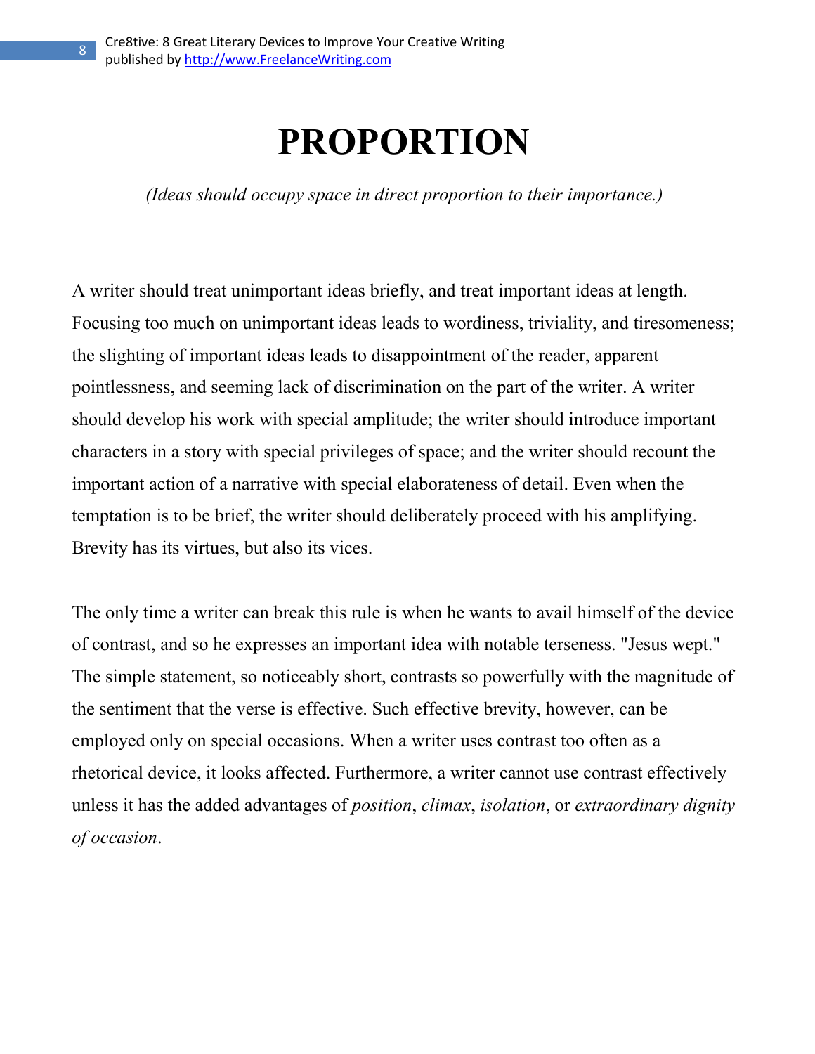# PROPORTION

*(Ideas should occupy space in direct proportion to their importance.)*

A writer should treat unimportant ideas briefly, and treat important ideas at length. Focusing too much on unimportant ideas leads to wordiness, triviality, and tiresomeness; the slighting of important ideas leads to disappointment of the reader, apparent pointlessness, and seeming lack of discrimination on the part of the writer. A writer should develop his work with special amplitude; the writer should introduce important characters in a story with special privileges of space; and the writer should recount the important action of a narrative with special elaborateness of detail. Even when the temptation is to be brief, the writer should deliberately proceed with his amplifying. Brevity has its virtues, but also its vices.

The only time a writer can break this rule is when he wants to avail himself of the device of contrast, and so he expresses an important idea with notable terseness. "Jesus wept." The simple statement, so noticeably short, contrasts so powerfully with the magnitude of the sentiment that the verse is effective. Such effective brevity, however, can be employed only on special occasions. When a writer uses contrast too often as a rhetorical device, it looks affected. Furthermore, a writer cannot use contrast effectively unless it has the added advantages of *position*, *climax*, *isolation*, or *extraordinary dignity of occasion*.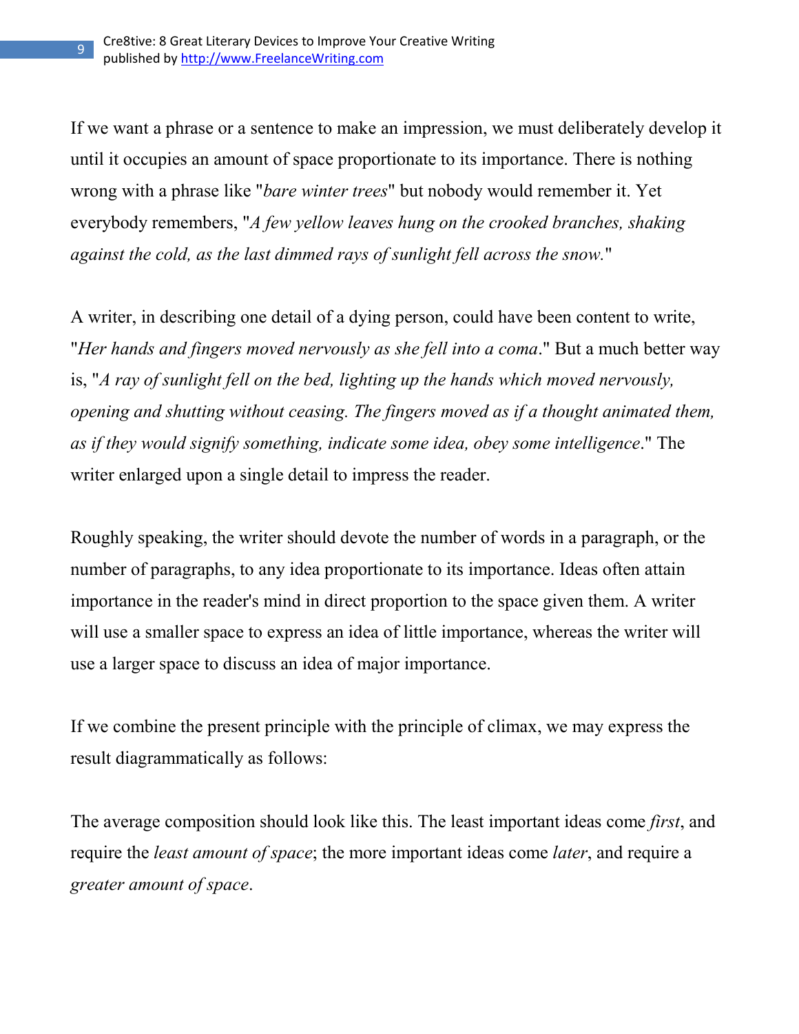If we want a phrase or a sentence to make an impression, we must deliberately develop it until it occupies an amount of space proportionate to its importance. There is nothing wrong with a phrase like "*bare winter trees*" but nobody would remember it. Yet everybody remembers, "*A few yellow leaves hung on the crooked branches, shaking against the cold, as the last dimmed rays of sunlight fell across the snow.*"

A writer, in describing one detail of a dying person, could have been content to write, "*Her hands and fingers moved nervously as she fell into a coma*." But a much better way is, "*A ray of sunlight fell on the bed, lighting up the hands which moved nervously, opening and shutting without ceasing. The fingers moved as if a thought animated them, as if they would signify something, indicate some idea, obey some intelligence*." The writer enlarged upon a single detail to impress the reader.

Roughly speaking, the writer should devote the number of words in a paragraph, or the number of paragraphs, to any idea proportionate to its importance. Ideas often attain importance in the reader's mind in direct proportion to the space given them. A writer will use a smaller space to express an idea of little importance, whereas the writer will use a larger space to discuss an idea of major importance.

If we combine the present principle with the principle of climax, we may express the result diagrammatically as follows:

The average composition should look like this. The least important ideas come *first*, and require the *least amount of space*; the more important ideas come *later*, and require a *greater amount of space*.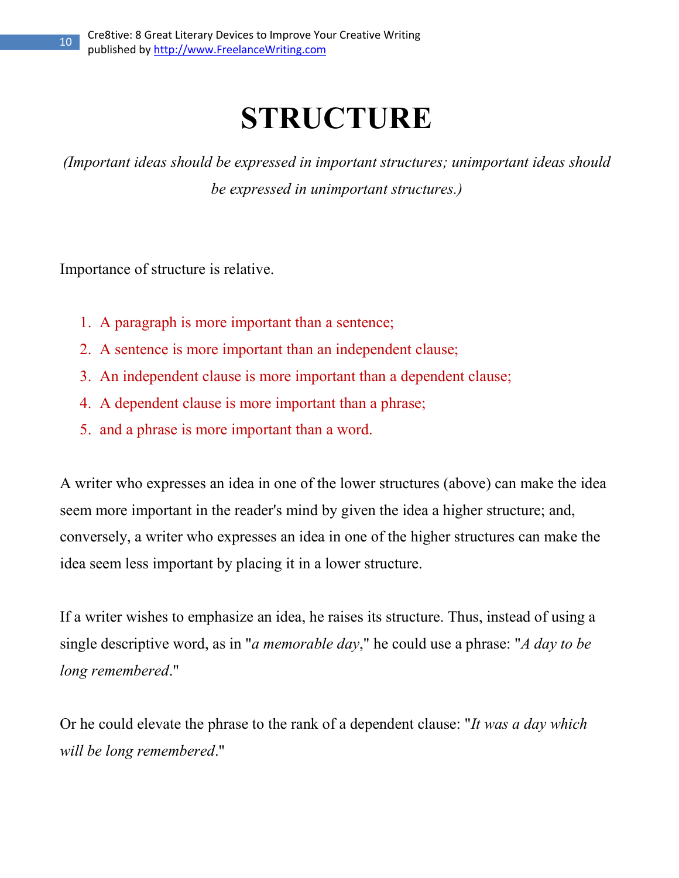# STRUCTURE

*(Important ideas should be expressed in important structures; unimportant ideas should be expressed in unimportant structures.)*

Importance of structure is relative.

1. A paragraph is more important than a sentence;
2. A sentence is more important than an independent clause;
3. An independent clause is more important than a dependent clause;
4. A dependent clause is more important than a phrase;
5. and a phrase is more important than a word.

A writer who expresses an idea in one of the lower structures (above) can make the idea seem more important in the reader's mind by given the idea a higher structure; and, conversely, a writer who expresses an idea in one of the higher structures can make the idea seem less important by placing it in a lower structure.

If a writer wishes to emphasize an idea, he raises its structure. Thus, instead of using a single descriptive word, as in "*a memorable day*," he could use a phrase: "*A day to be long remembered*."

Or he could elevate the phrase to the rank of a dependent clause: "*It was a day which will be long remembered*."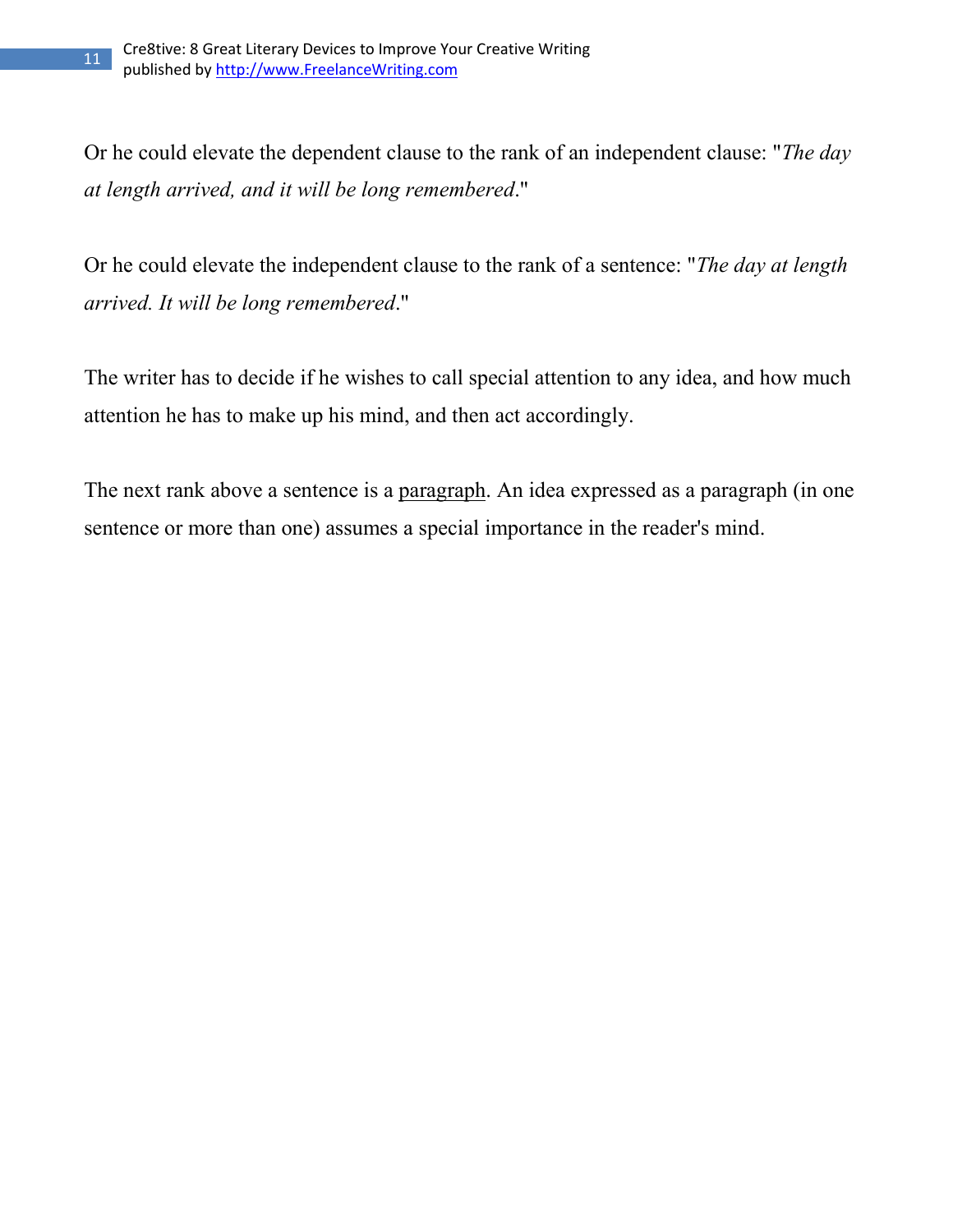Or he could elevate the dependent clause to the rank of an independent clause: "*The day at length arrived, and it will be long remembered*."

Or he could elevate the independent clause to the rank of a sentence: "*The day at length arrived. It will be long remembered*."

The writer has to decide if he wishes to call special attention to any idea, and how much attention he has to make up his mind, and then act accordingly.

The next rank above a sentence is a paragraph. An idea expressed as a paragraph (in one sentence or more than one) assumes a special importance in the reader's mind.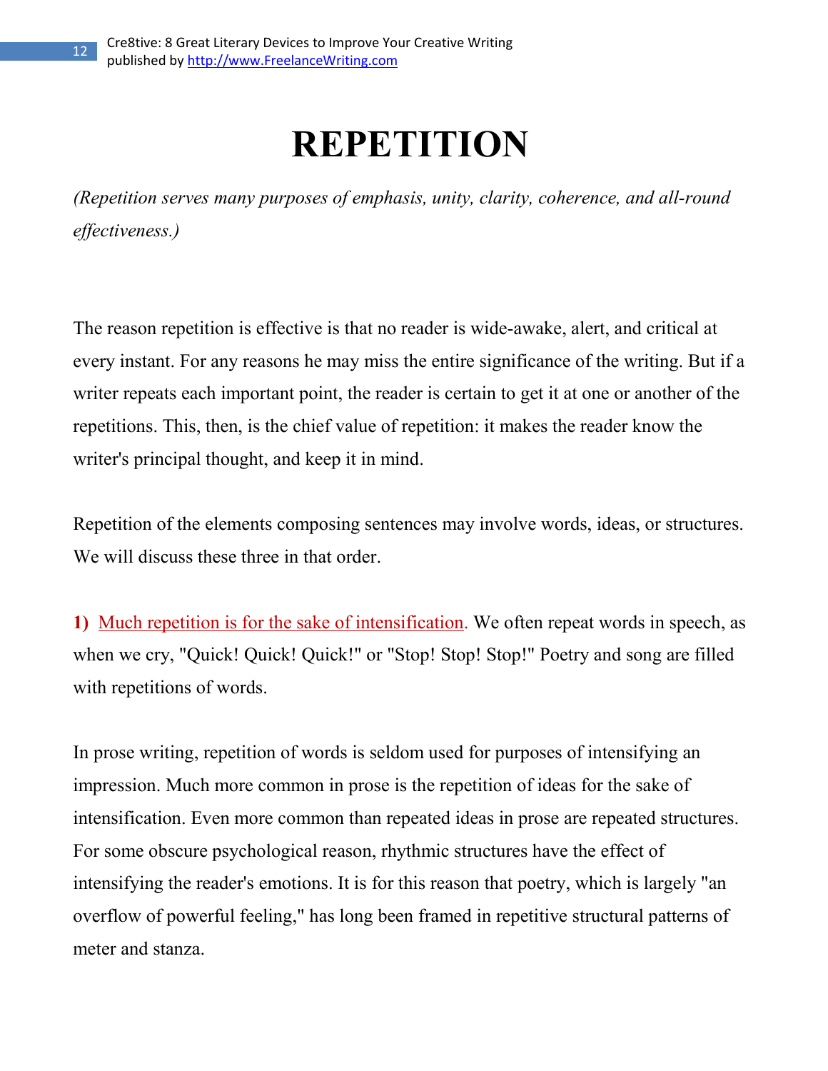# REPETITION

*(Repetition serves many purposes of emphasis, unity, clarity, coherence, and all-round effectiveness.)*

The reason repetition is effective is that no reader is wide-awake, alert, and critical at every instant. For any reasons he may miss the entire significance of the writing. But if a writer repeats each important point, the reader is certain to get it at one or another of the repetitions. This, then, is the chief value of repetition: it makes the reader know the writer's principal thought, and keep it in mind.

Repetition of the elements composing sentences may involve words, ideas, or structures. We will discuss these three in that order.

**1)** Much repetition is for the sake of intensification. We often repeat words in speech, as when we cry, "Quick! Quick! Quick!" or "Stop! Stop! Stop!" Poetry and song are filled with repetitions of words.

In prose writing, repetition of words is seldom used for purposes of intensifying an impression. Much more common in prose is the repetition of ideas for the sake of intensification. Even more common than repeated ideas in prose are repeated structures. For some obscure psychological reason, rhythmic structures have the effect of intensifying the reader's emotions. It is for this reason that poetry, which is largely "an overflow of powerful feeling," has long been framed in repetitive structural patterns of meter and stanza.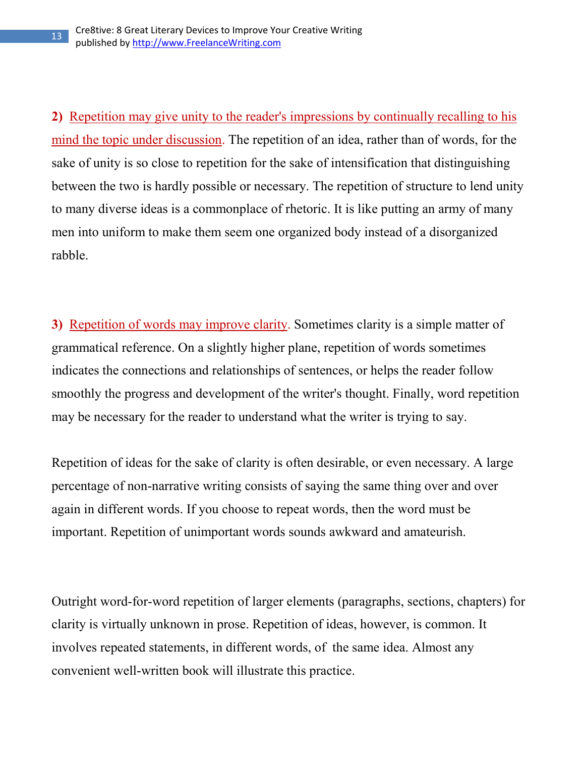**2)** Repetition may give unity to the reader's impressions by continually recalling to his mind the topic under discussion. The repetition of an idea, rather than of words, for the sake of unity is so close to repetition for the sake of intensification that distinguishing between the two is hardly possible or necessary. The repetition of structure to lend unity to many diverse ideas is a commonplace of rhetoric. It is like putting an army of many men into uniform to make them seem one organized body instead of a disorganized rabble.

**3)** Repetition of words may improve clarity. Sometimes clarity is a simple matter of grammatical reference. On a slightly higher plane, repetition of words sometimes indicates the connections and relationships of sentences, or helps the reader follow smoothly the progress and development of the writer's thought. Finally, word repetition may be necessary for the reader to understand what the writer is trying to say.

Repetition of ideas for the sake of clarity is often desirable, or even necessary. A large percentage of non-narrative writing consists of saying the same thing over and over again in different words. If you choose to repeat words, then the word must be important. Repetition of unimportant words sounds awkward and amateurish.

Outright word-for-word repetition of larger elements (paragraphs, sections, chapters) for clarity is virtually unknown in prose. Repetition of ideas, however, is common. It involves repeated statements, in different words, of the same idea. Almost any convenient well-written book will illustrate this practice.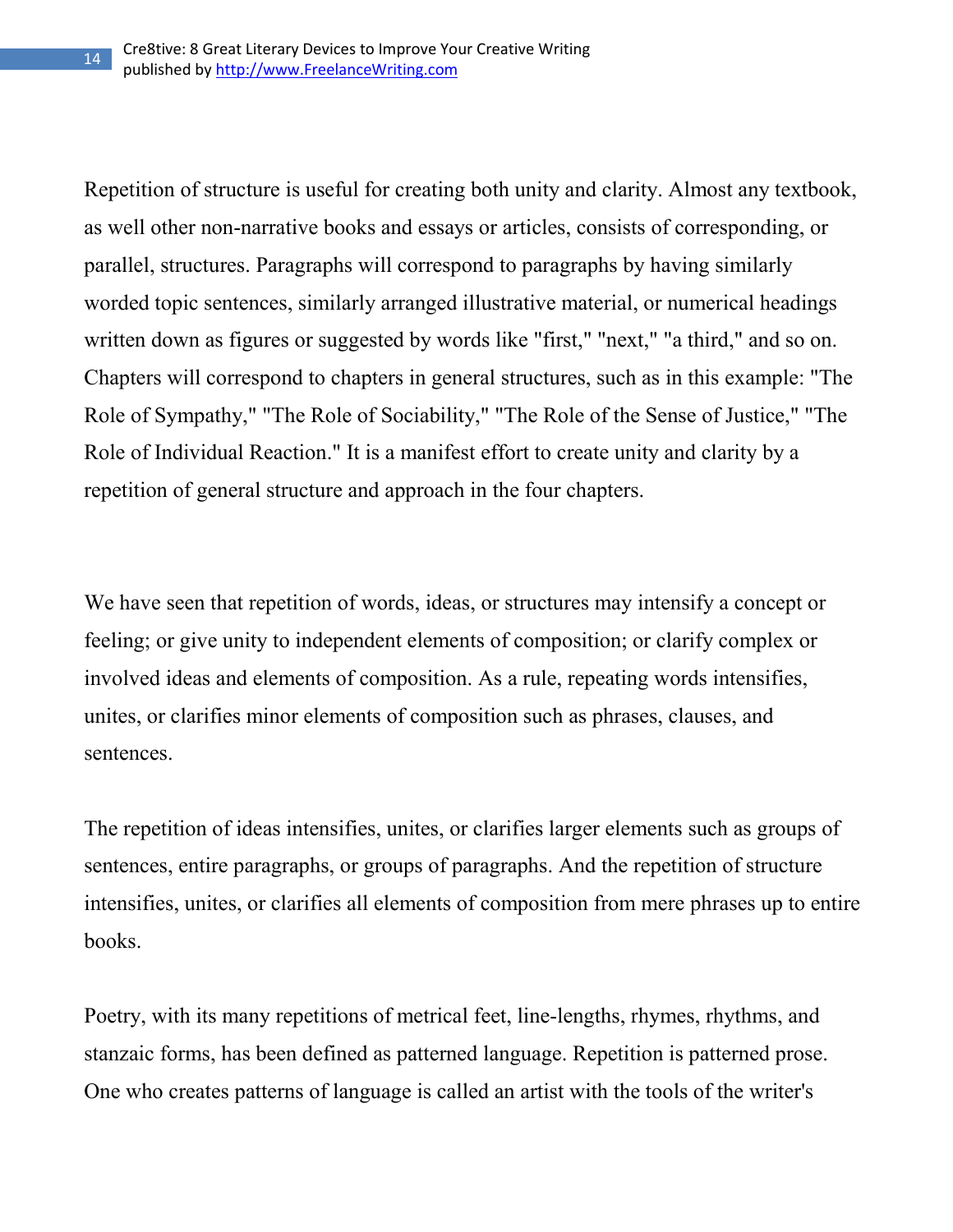Repetition of structure is useful for creating both unity and clarity. Almost any textbook, as well other non-narrative books and essays or articles, consists of corresponding, or parallel, structures. Paragraphs will correspond to paragraphs by having similarly worded topic sentences, similarly arranged illustrative material, or numerical headings written down as figures or suggested by words like "first," "next," "a third," and so on. Chapters will correspond to chapters in general structures, such as in this example: "The Role of Sympathy," "The Role of Sociability," "The Role of the Sense of Justice," "The Role of Individual Reaction." It is a manifest effort to create unity and clarity by a repetition of general structure and approach in the four chapters.

We have seen that repetition of words, ideas, or structures may intensify a concept or feeling; or give unity to independent elements of composition; or clarify complex or involved ideas and elements of composition. As a rule, repeating words intensifies, unites, or clarifies minor elements of composition such as phrases, clauses, and sentences.

The repetition of ideas intensifies, unites, or clarifies larger elements such as groups of sentences, entire paragraphs, or groups of paragraphs. And the repetition of structure intensifies, unites, or clarifies all elements of composition from mere phrases up to entire books.

Poetry, with its many repetitions of metrical feet, line-lengths, rhymes, rhythms, and stanzaic forms, has been defined as patterned language. Repetition is patterned prose. One who creates patterns of language is called an artist with the tools of the writer's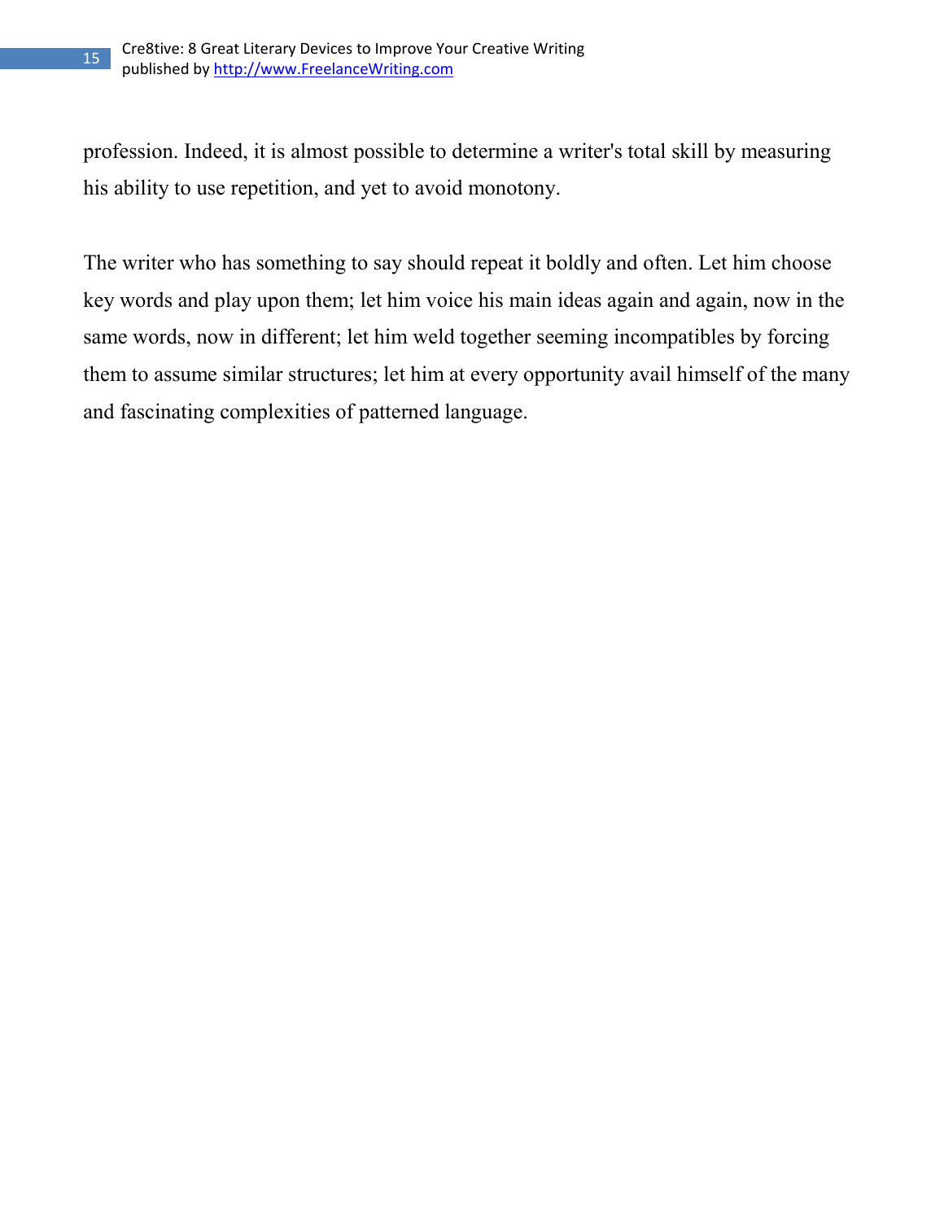profession. Indeed, it is almost possible to determine a writer's total skill by measuring his ability to use repetition, and yet to avoid monotony.

The writer who has something to say should repeat it boldly and often. Let him choose key words and play upon them; let him voice his main ideas again and again, now in the same words, now in different; let him weld together seeming incompatibles by forcing them to assume similar structures; let him at every opportunity avail himself of the many and fascinating complexities of patterned language.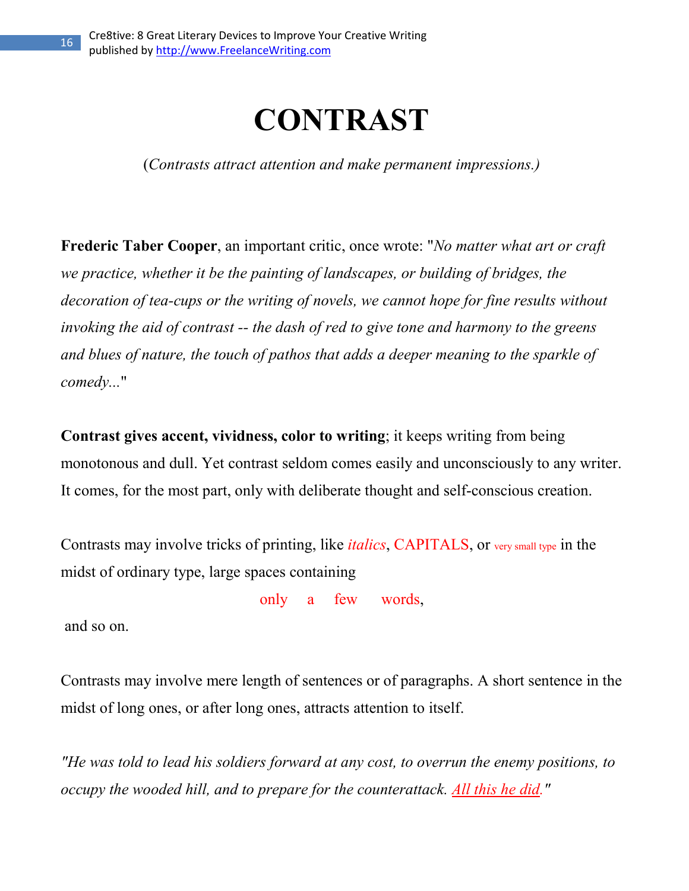# CONTRAST

(*Contrasts attract attention and make permanent impressions.)*

**Frederic Taber Cooper**, an important critic, once wrote: "*No matter what art or craft we practice, whether it be the painting of landscapes, or building of bridges, the decoration of tea-cups or the writing of novels, we cannot hope for fine results without invoking the aid of contrast -- the dash of red to give tone and harmony to the greens and blues of nature, the touch of pathos that adds a deeper meaning to the sparkle of comedy...*"

**Contrast gives accent, vividness, color to writing**; it keeps writing from being monotonous and dull. Yet contrast seldom comes easily and unconsciously to any writer. It comes, for the most part, only with deliberate thought and self-conscious creation.

Contrasts may involve tricks of printing, like *italics*, CAPITALS, or very small type in the midst of ordinary type, large spaces containing

only     a     few     words,

and so on.

Contrasts may involve mere length of sentences or of paragraphs. A short sentence in the midst of long ones, or after long ones, attracts attention to itself.

*"He was told to lead his soldiers forward at any cost, to overrun the enemy positions, to occupy the wooded hill, and to prepare for the counterattack. <u>All this he did</u>."*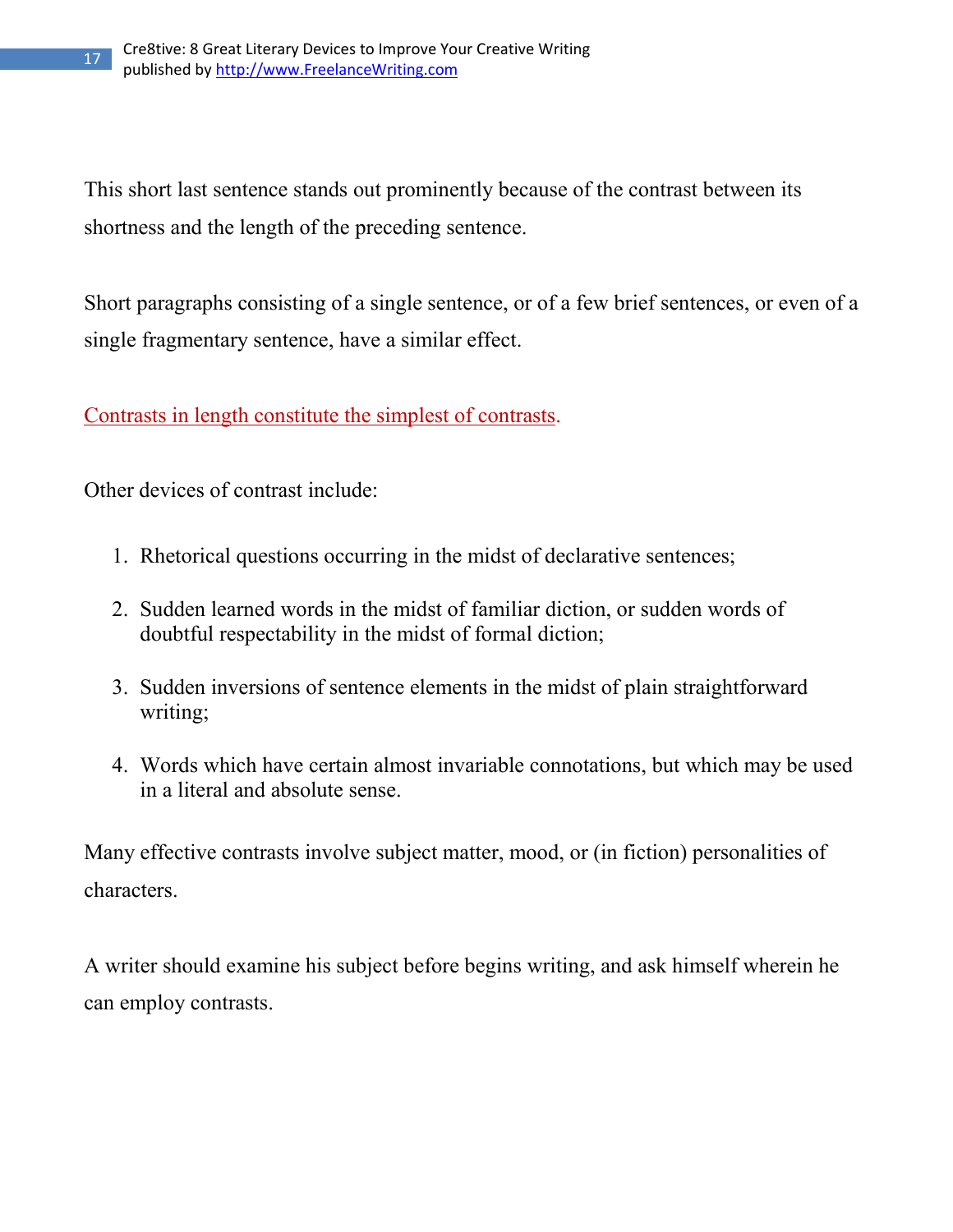This short last sentence stands out prominently because of the contrast between its shortness and the length of the preceding sentence.

Short paragraphs consisting of a single sentence, or of a few brief sentences, or even of a single fragmentary sentence, have a similar effect.

Contrasts in length constitute the simplest of contrasts.

Other devices of contrast include:

1. Rhetorical questions occurring in the midst of declarative sentences;
2. Sudden learned words in the midst of familiar diction, or sudden words of doubtful respectability in the midst of formal diction;
3. Sudden inversions of sentence elements in the midst of plain straightforward writing;
4. Words which have certain almost invariable connotations, but which may be used in a literal and absolute sense.

Many effective contrasts involve subject matter, mood, or (in fiction) personalities of characters.

A writer should examine his subject before begins writing, and ask himself wherein he can employ contrasts.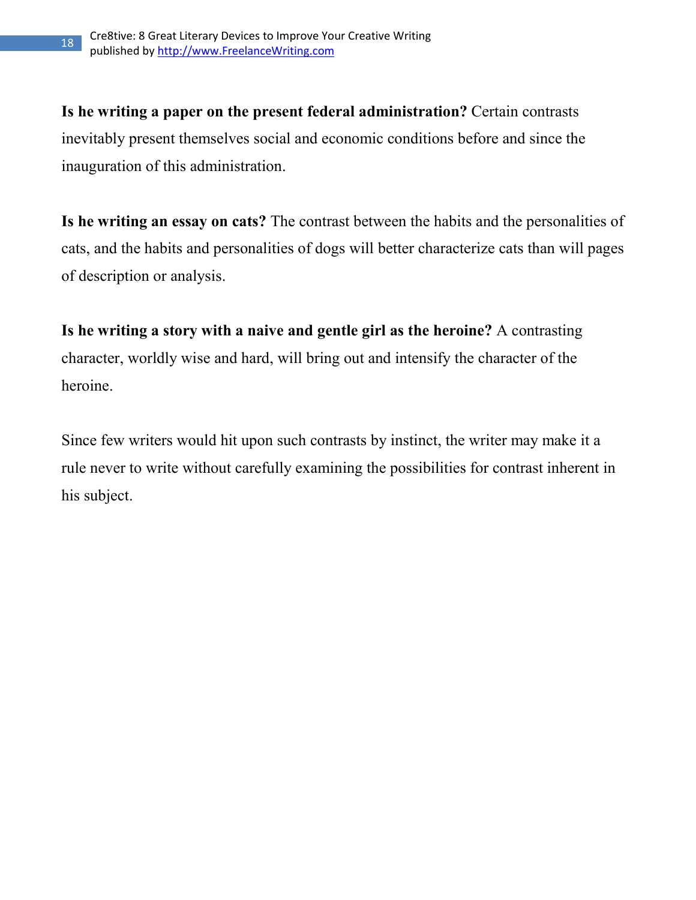**Is he writing a paper on the present federal administration?** Certain contrasts inevitably present themselves social and economic conditions before and since the inauguration of this administration.

**Is he writing an essay on cats?** The contrast between the habits and the personalities of cats, and the habits and personalities of dogs will better characterize cats than will pages of description or analysis.

**Is he writing a story with a naive and gentle girl as the heroine?** A contrasting character, worldly wise and hard, will bring out and intensify the character of the heroine.

Since few writers would hit upon such contrasts by instinct, the writer may make it a rule never to write without carefully examining the possibilities for contrast inherent in his subject.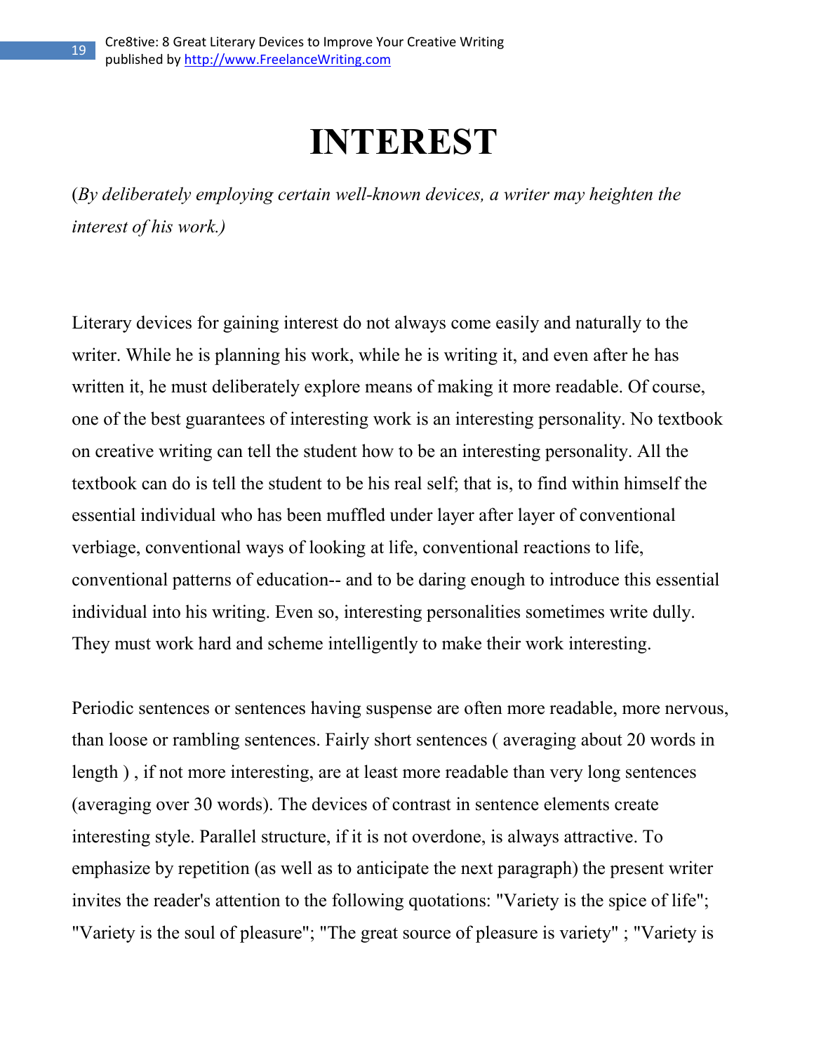# INTEREST

(*By deliberately employing certain well-known devices, a writer may heighten the interest of his work.)*

Literary devices for gaining interest do not always come easily and naturally to the writer. While he is planning his work, while he is writing it, and even after he has written it, he must deliberately explore means of making it more readable. Of course, one of the best guarantees of interesting work is an interesting personality. No textbook on creative writing can tell the student how to be an interesting personality. All the textbook can do is tell the student to be his real self; that is, to find within himself the essential individual who has been muffled under layer after layer of conventional verbiage, conventional ways of looking at life, conventional reactions to life, conventional patterns of education-- and to be daring enough to introduce this essential individual into his writing. Even so, interesting personalities sometimes write dully. They must work hard and scheme intelligently to make their work interesting.

Periodic sentences or sentences having suspense are often more readable, more nervous, than loose or rambling sentences. Fairly short sentences ( averaging about 20 words in length ) , if not more interesting, are at least more readable than very long sentences (averaging over 30 words). The devices of contrast in sentence elements create interesting style. Parallel structure, if it is not overdone, is always attractive. To emphasize by repetition (as well as to anticipate the next paragraph) the present writer invites the reader's attention to the following quotations: "Variety is the spice of life"; "Variety is the soul of pleasure"; "The great source of pleasure is variety" ; "Variety is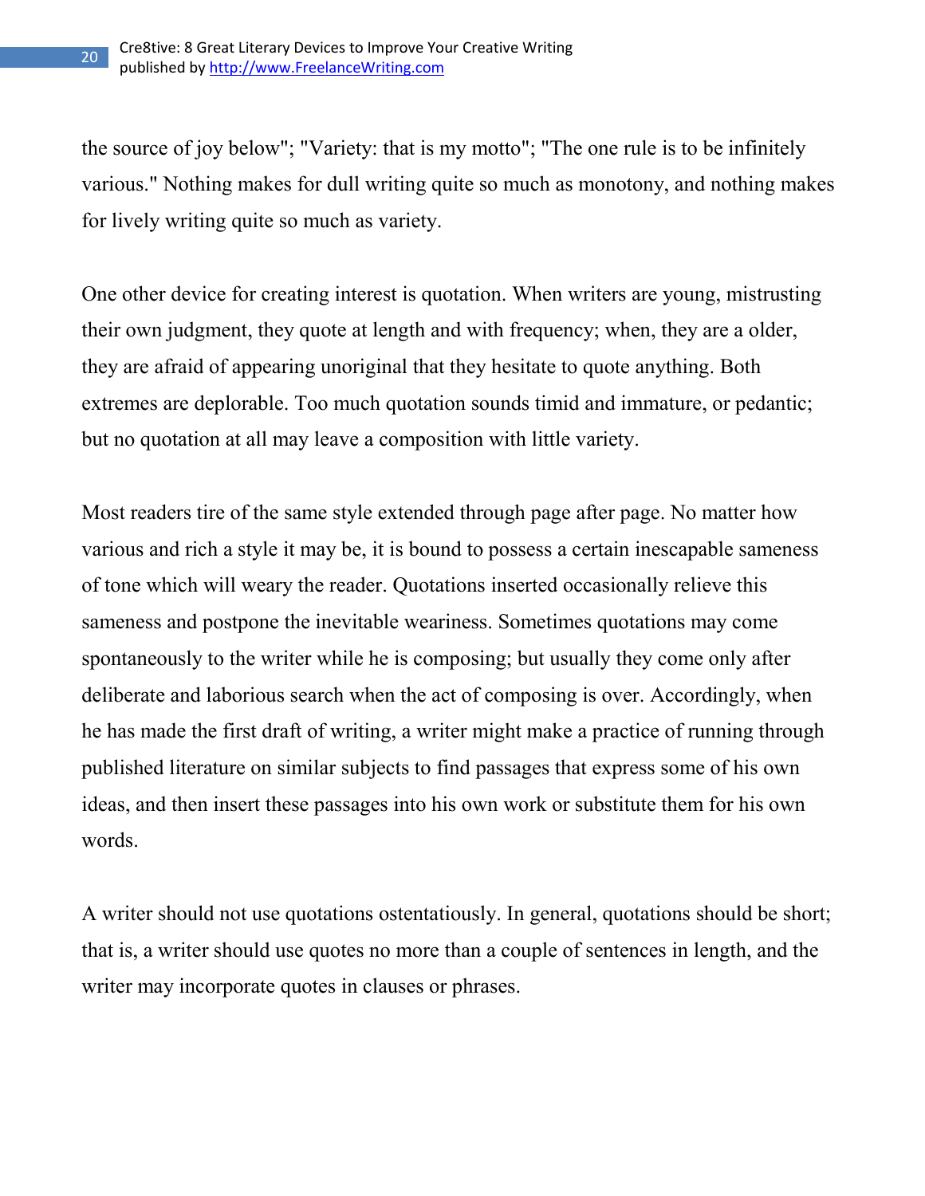the source of joy below"; "Variety: that is my motto"; "The one rule is to be infinitely various." Nothing makes for dull writing quite so much as monotony, and nothing makes for lively writing quite so much as variety.

One other device for creating interest is quotation. When writers are young, mistrusting their own judgment, they quote at length and with frequency; when, they are a older, they are afraid of appearing unoriginal that they hesitate to quote anything. Both extremes are deplorable. Too much quotation sounds timid and immature, or pedantic; but no quotation at all may leave a composition with little variety.

Most readers tire of the same style extended through page after page. No matter how various and rich a style it may be, it is bound to possess a certain inescapable sameness of tone which will weary the reader. Quotations inserted occasionally relieve this sameness and postpone the inevitable weariness. Sometimes quotations may come spontaneously to the writer while he is composing; but usually they come only after deliberate and laborious search when the act of composing is over. Accordingly, when he has made the first draft of writing, a writer might make a practice of running through published literature on similar subjects to find passages that express some of his own ideas, and then insert these passages into his own work or substitute them for his own words.

A writer should not use quotations ostentatiously. In general, quotations should be short; that is, a writer should use quotes no more than a couple of sentences in length, and the writer may incorporate quotes in clauses or phrases.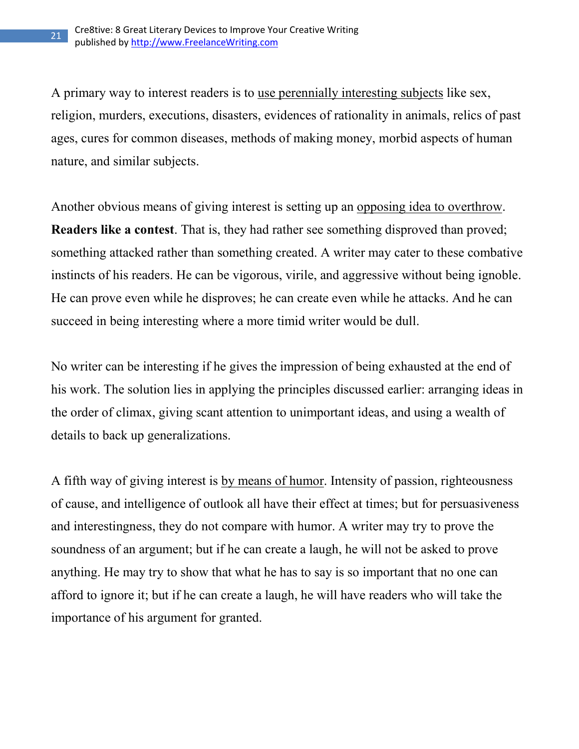A primary way to interest readers is to use perennially interesting subjects like sex, religion, murders, executions, disasters, evidences of rationality in animals, relics of past ages, cures for common diseases, methods of making money, morbid aspects of human nature, and similar subjects.

Another obvious means of giving interest is setting up an opposing idea to overthrow. **Readers like a contest**. That is, they had rather see something disproved than proved; something attacked rather than something created. A writer may cater to these combative instincts of his readers. He can be vigorous, virile, and aggressive without being ignoble. He can prove even while he disproves; he can create even while he attacks. And he can succeed in being interesting where a more timid writer would be dull.

No writer can be interesting if he gives the impression of being exhausted at the end of his work. The solution lies in applying the principles discussed earlier: arranging ideas in the order of climax, giving scant attention to unimportant ideas, and using a wealth of details to back up generalizations.

A fifth way of giving interest is by means of humor. Intensity of passion, righteousness of cause, and intelligence of outlook all have their effect at times; but for persuasiveness and interestingness, they do not compare with humor. A writer may try to prove the soundness of an argument; but if he can create a laugh, he will not be asked to prove anything. He may try to show that what he has to say is so important that no one can afford to ignore it; but if he can create a laugh, he will have readers who will take the importance of his argument for granted.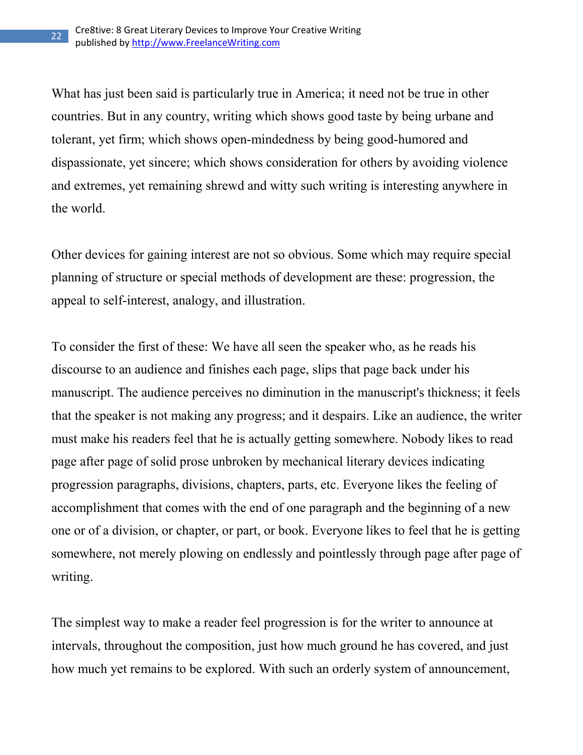What has just been said is particularly true in America; it need not be true in other countries. But in any country, writing which shows good taste by being urbane and tolerant, yet firm; which shows open-mindedness by being good-humored and dispassionate, yet sincere; which shows consideration for others by avoiding violence and extremes, yet remaining shrewd and witty such writing is interesting anywhere in the world.

Other devices for gaining interest are not so obvious. Some which may require special planning of structure or special methods of development are these: progression, the appeal to self-interest, analogy, and illustration.

To consider the first of these: We have all seen the speaker who, as he reads his discourse to an audience and finishes each page, slips that page back under his manuscript. The audience perceives no diminution in the manuscript's thickness; it feels that the speaker is not making any progress; and it despairs. Like an audience, the writer must make his readers feel that he is actually getting somewhere. Nobody likes to read page after page of solid prose unbroken by mechanical literary devices indicating progression paragraphs, divisions, chapters, parts, etc. Everyone likes the feeling of accomplishment that comes with the end of one paragraph and the beginning of a new one or of a division, or chapter, or part, or book. Everyone likes to feel that he is getting somewhere, not merely plowing on endlessly and pointlessly through page after page of writing.

The simplest way to make a reader feel progression is for the writer to announce at intervals, throughout the composition, just how much ground he has covered, and just how much yet remains to be explored. With such an orderly system of announcement,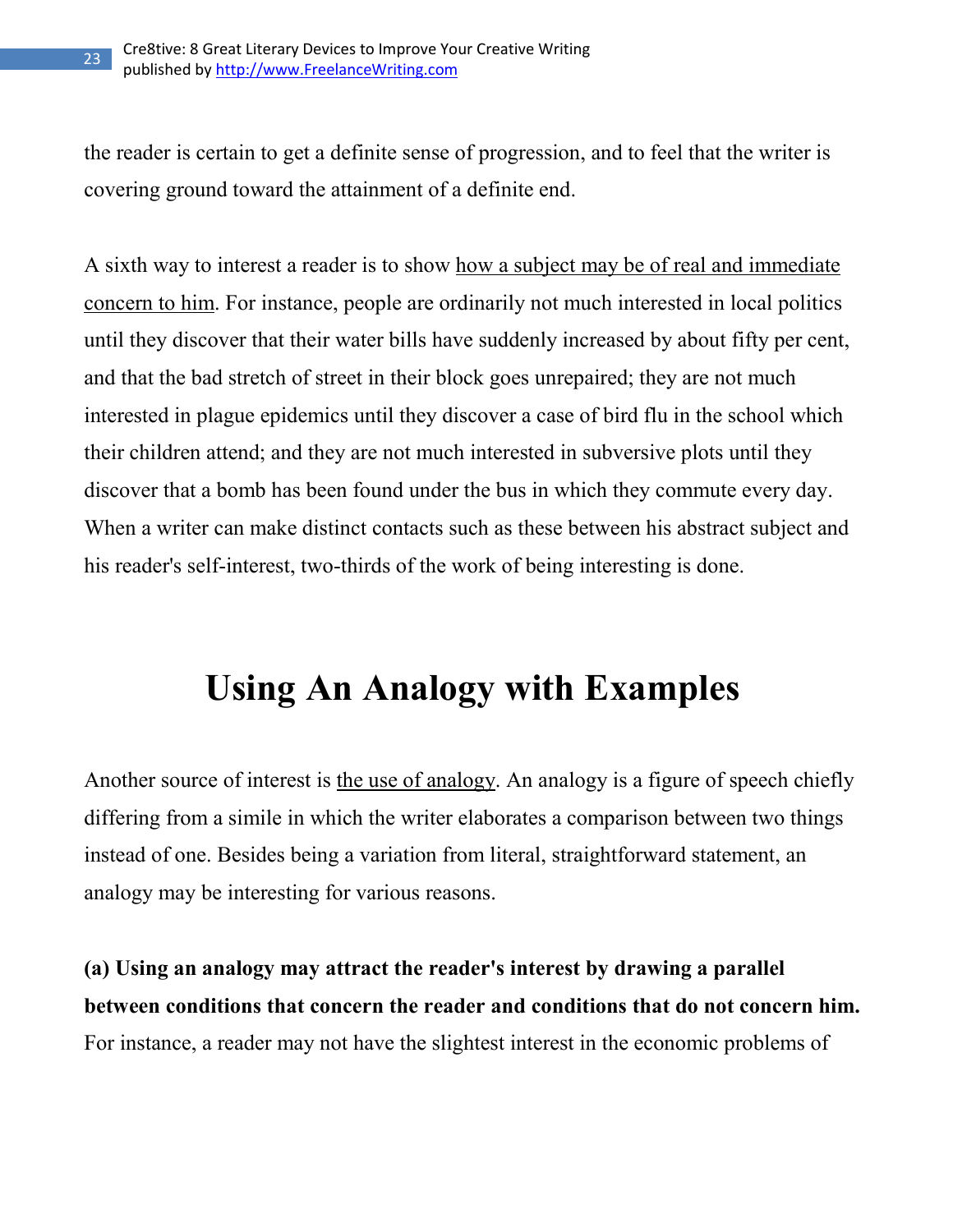the reader is certain to get a definite sense of progression, and to feel that the writer is covering ground toward the attainment of a definite end.

A sixth way to interest a reader is to show <u>how a subject may be of real and immediate concern to him</u>. For instance, people are ordinarily not much interested in local politics until they discover that their water bills have suddenly increased by about fifty per cent, and that the bad stretch of street in their block goes unrepaired; they are not much interested in plague epidemics until they discover a case of bird flu in the school which their children attend; and they are not much interested in subversive plots until they discover that a bomb has been found under the bus in which they commute every day. When a writer can make distinct contacts such as these between his abstract subject and his reader's self-interest, two-thirds of the work of being interesting is done.

# Using An Analogy with Examples

Another source of interest is <u>the use of analogy</u>. An analogy is a figure of speech chiefly differing from a simile in which the writer elaborates a comparison between two things instead of one. Besides being a variation from literal, straightforward statement, an analogy may be interesting for various reasons.

**(a) Using an analogy may attract the reader's interest by drawing a parallel between conditions that concern the reader and conditions that do not concern him.** For instance, a reader may not have the slightest interest in the economic problems of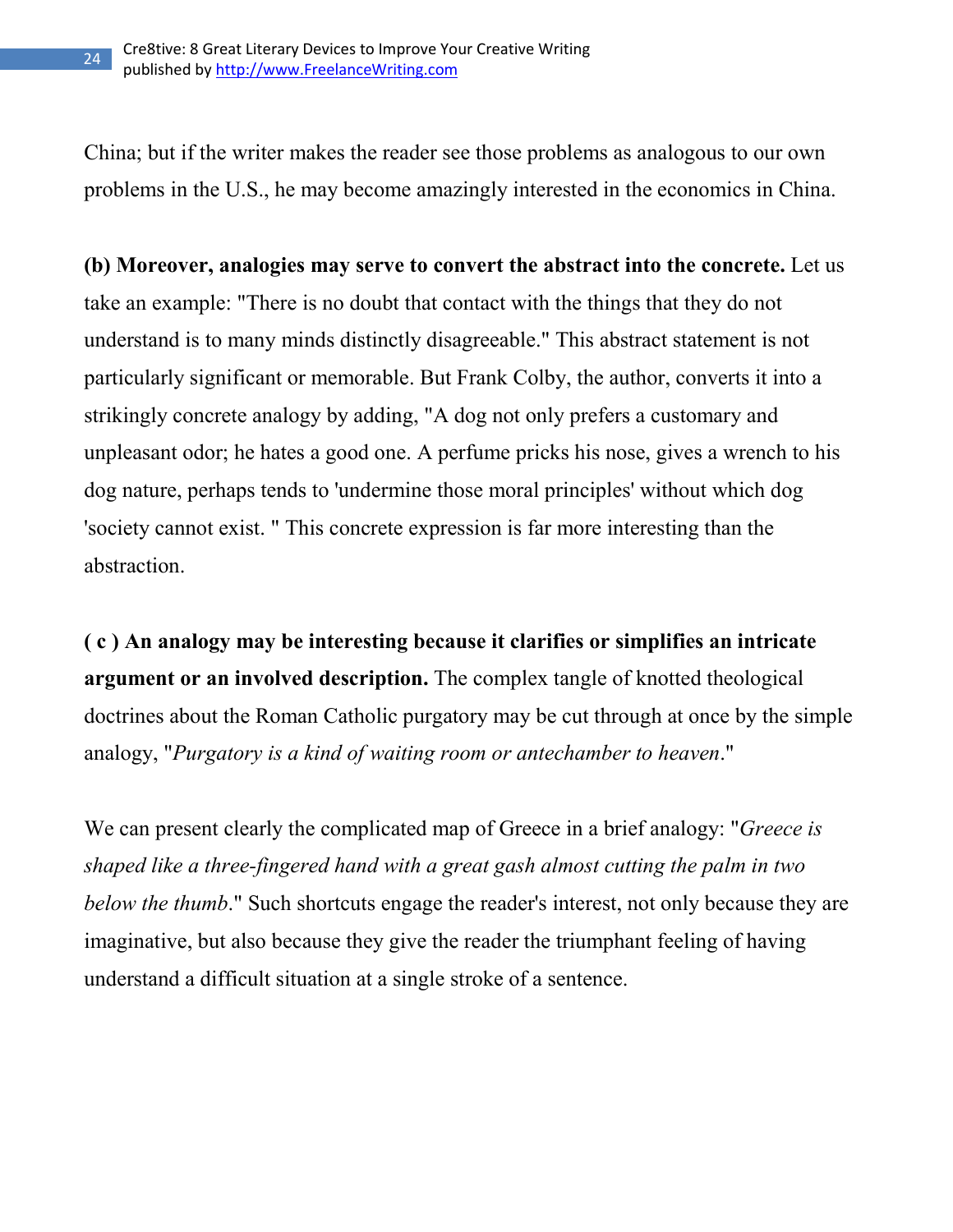China; but if the writer makes the reader see those problems as analogous to our own problems in the U.S., he may become amazingly interested in the economics in China.

**(b) Moreover, analogies may serve to convert the abstract into the concrete.** Let us take an example: "There is no doubt that contact with the things that they do not understand is to many minds distinctly disagreeable." This abstract statement is not particularly significant or memorable. But Frank Colby, the author, converts it into a strikingly concrete analogy by adding, "A dog not only prefers a customary and unpleasant odor; he hates a good one. A perfume pricks his nose, gives a wrench to his dog nature, perhaps tends to 'undermine those moral principles' without which dog 'society cannot exist. " This concrete expression is far more interesting than the abstraction.

**( c ) An analogy may be interesting because it clarifies or simplifies an intricate argument or an involved description.** The complex tangle of knotted theological doctrines about the Roman Catholic purgatory may be cut through at once by the simple analogy, "*Purgatory is a kind of waiting room or antechamber to heaven*."

We can present clearly the complicated map of Greece in a brief analogy: "*Greece is shaped like a three-fingered hand with a great gash almost cutting the palm in two below the thumb*." Such shortcuts engage the reader's interest, not only because they are imaginative, but also because they give the reader the triumphant feeling of having understand a difficult situation at a single stroke of a sentence.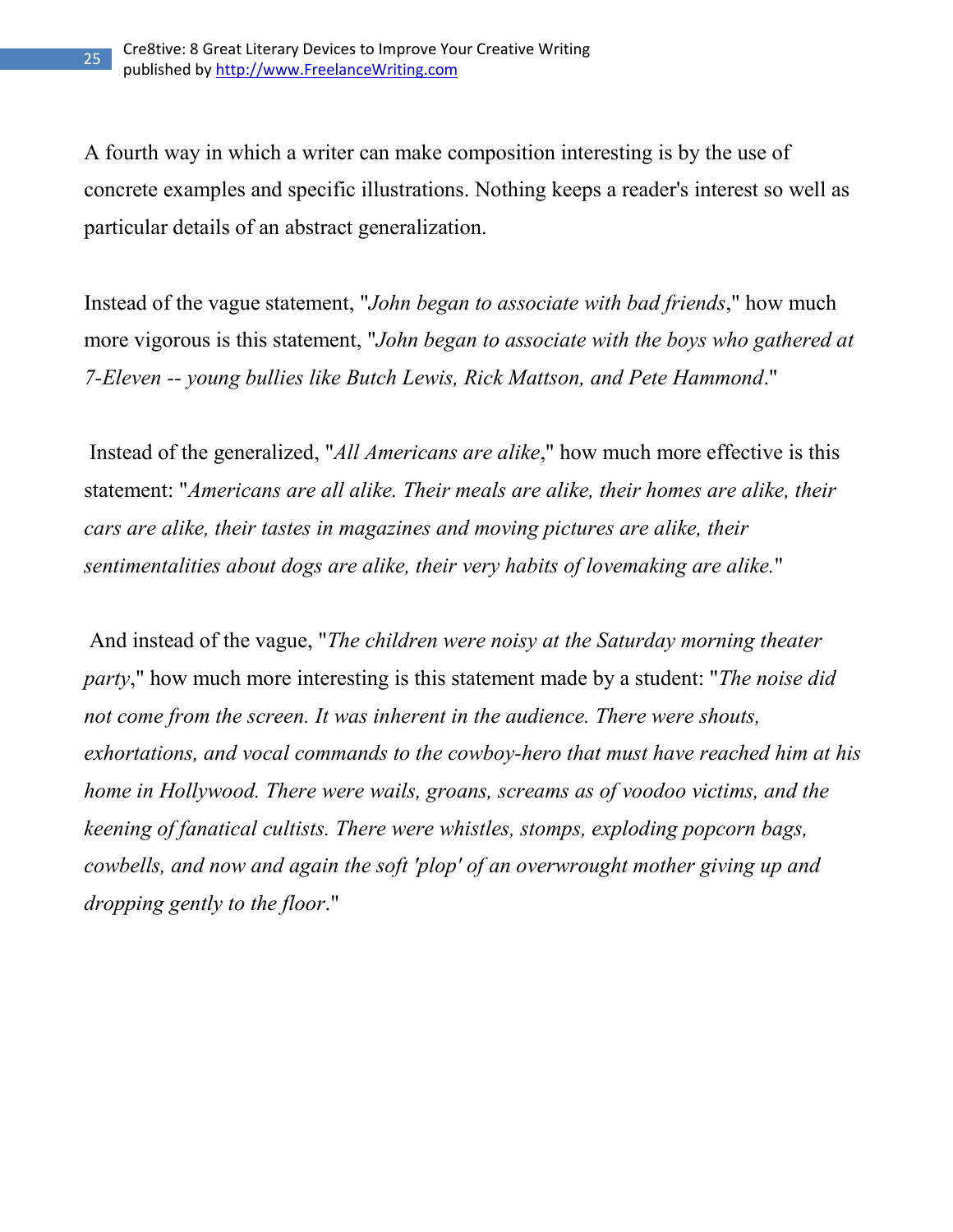A fourth way in which a writer can make composition interesting is by the use of concrete examples and specific illustrations. Nothing keeps a reader's interest so well as particular details of an abstract generalization.

Instead of the vague statement, "*John began to associate with bad friends*," how much more vigorous is this statement, "*John began to associate with the boys who gathered at 7-Eleven -- young bullies like Butch Lewis, Rick Mattson, and Pete Hammond*."

Instead of the generalized, "*All Americans are alike*," how much more effective is this statement: "*Americans are all alike. Their meals are alike, their homes are alike, their cars are alike, their tastes in magazines and moving pictures are alike, their sentimentalities about dogs are alike, their very habits of lovemaking are alike.*"

And instead of the vague, "*The children were noisy at the Saturday morning theater party*," how much more interesting is this statement made by a student: "*The noise did not come from the screen. It was inherent in the audience. There were shouts, exhortations, and vocal commands to the cowboy-hero that must have reached him at his home in Hollywood. There were wails, groans, screams as of voodoo victims, and the keening of fanatical cultists. There were whistles, stomps, exploding popcorn bags, cowbells, and now and again the soft 'plop' of an overwrought mother giving up and dropping gently to the floor*."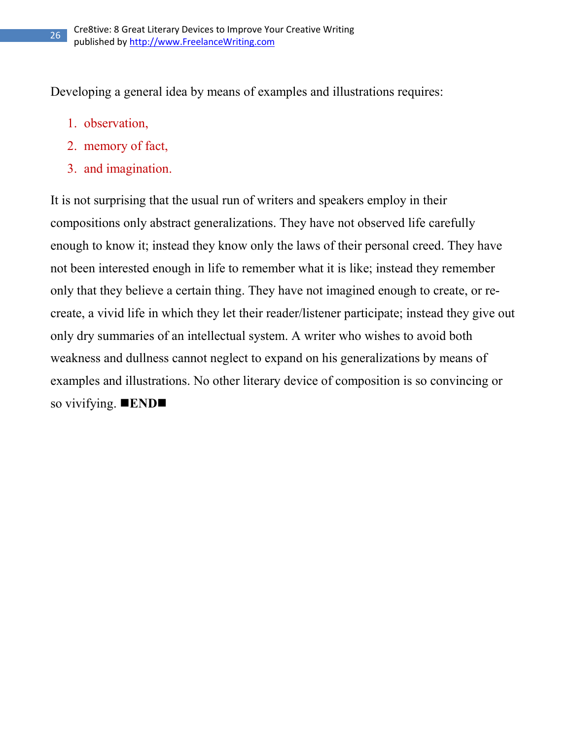Developing a general idea by means of examples and illustrations requires:

1. observation,
2. memory of fact,
3. and imagination.

It is not surprising that the usual run of writers and speakers employ in their compositions only abstract generalizations. They have not observed life carefully enough to know it; instead they know only the laws of their personal creed. They have not been interested enough in life to remember what it is like; instead they remember only that they believe a certain thing. They have not imagined enough to create, or re-create, a vivid life in which they let their reader/listener participate; instead they give out only dry summaries of an intellectual system. A writer who wishes to avoid both weakness and dullness cannot neglect to expand on his generalizations by means of examples and illustrations. No other literary device of composition is so convincing or so vivifying. **■END■**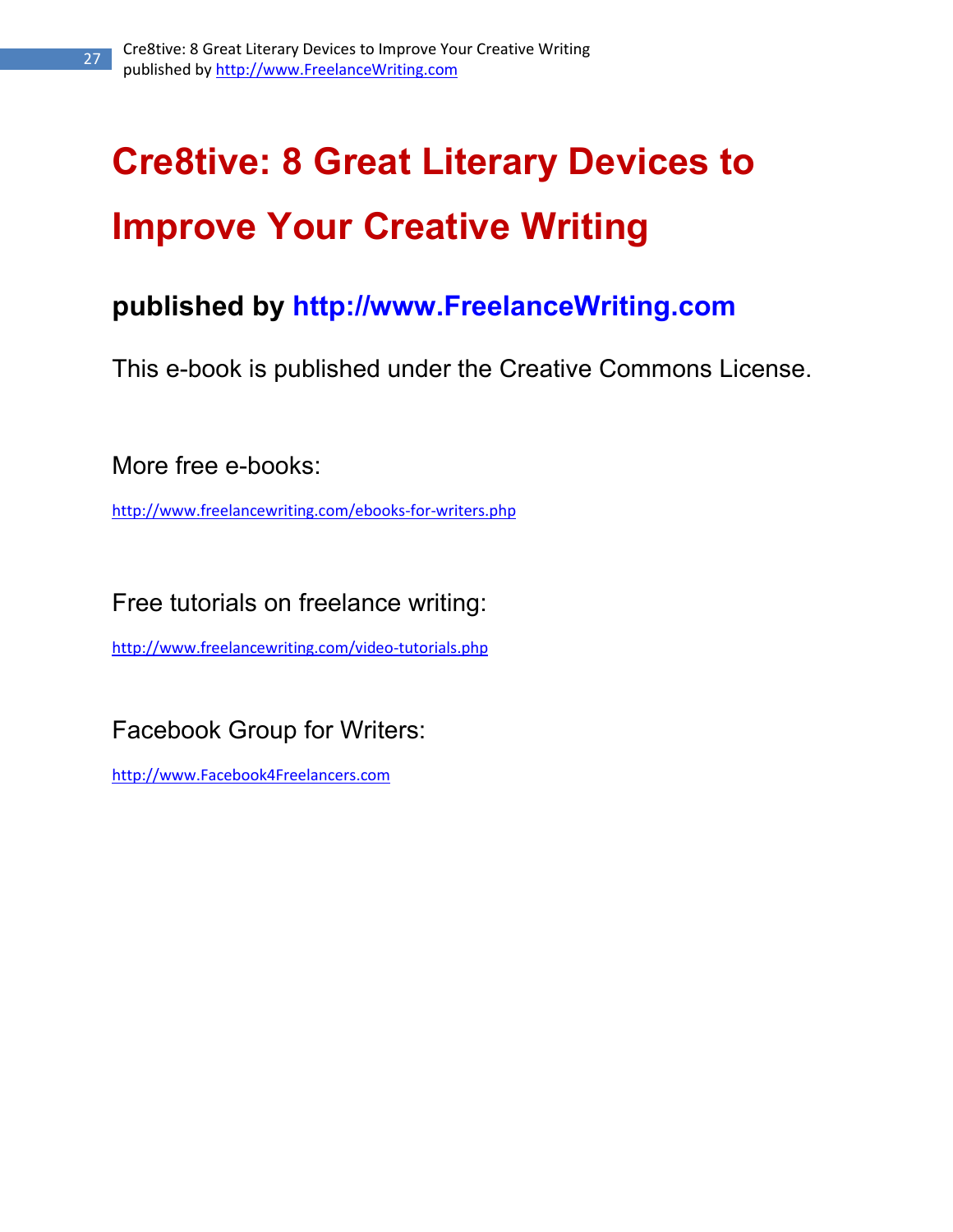# Cre8tive: 8 Great Literary Devices to Improve Your Creative Writing

## published by http://www.FreelanceWriting.com

This e-book is published under the Creative Commons License.

More free e-books:

http://www.freelancewriting.com/ebooks-for-writers.php

Free tutorials on freelance writing:

http://www.freelancewriting.com/video-tutorials.php

Facebook Group for Writers:

http://www.Facebook4Freelancers.com